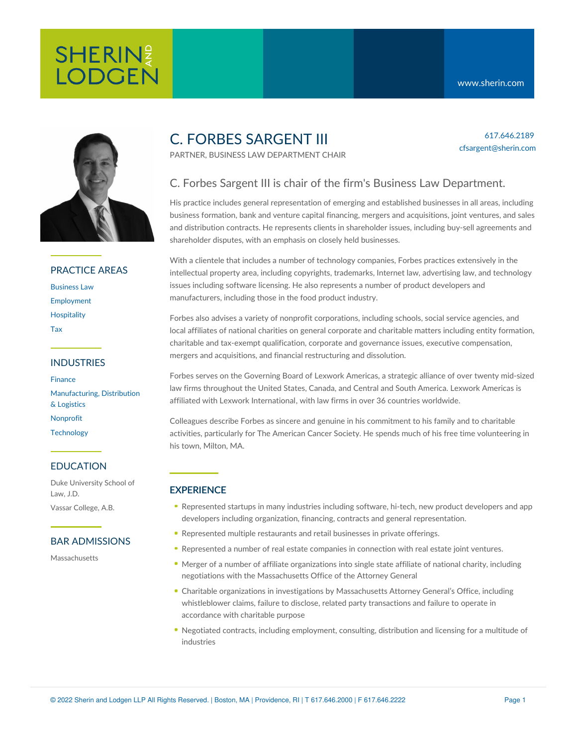SHERIN AND LODGEN

www.sherin.com

# C. FORBES SARGENT III

PARTNER, BUSINESS LAW DEPARTMENT CHAIR

617.646.2189
cfsargent@sherin.com

## PRACTICE AREAS

- Business Law
- Employment
- Hospitality
- Tax

## INDUSTRIES

- Finance
- Manufacturing, Distribution & Logistics
- Nonprofit
- Technology

## EDUCATION

Duke University School of Law, J.D.

Vassar College, A.B.

## BAR ADMISSIONS

Massachusetts

## C. Forbes Sargent III is chair of the firm's Business Law Department.

His practice includes general representation of emerging and established businesses in all areas, including business formation, bank and venture capital financing, mergers and acquisitions, joint ventures, and sales and distribution contracts. He represents clients in shareholder issues, including buy-sell agreements and shareholder disputes, with an emphasis on closely held businesses.

With a clientele that includes a number of technology companies, Forbes practices extensively in the intellectual property area, including copyrights, trademarks, Internet law, advertising law, and technology issues including software licensing. He also represents a number of product developers and manufacturers, including those in the food product industry.

Forbes also advises a variety of nonprofit corporations, including schools, social service agencies, and local affiliates of national charities on general corporate and charitable matters including entity formation, charitable and tax-exempt qualification, corporate and governance issues, executive compensation, mergers and acquisitions, and financial restructuring and dissolution.

Forbes serves on the Governing Board of Lexwork Americas, a strategic alliance of over twenty mid-sized law firms throughout the United States, Canada, and Central and South America. Lexwork Americas is affiliated with Lexwork International, with law firms in over 36 countries worldwide.

Colleagues describe Forbes as sincere and genuine in his commitment to his family and to charitable activities, particularly for The American Cancer Society. He spends much of his free time volunteering in his town, Milton, MA.

## EXPERIENCE

- Represented startups in many industries including software, hi-tech, new product developers and app developers including organization, financing, contracts and general representation.
- Represented multiple restaurants and retail businesses in private offerings.
- Represented a number of real estate companies in connection with real estate joint ventures.
- Merger of a number of affiliate organizations into single state affiliate of national charity, including negotiations with the Massachusetts Office of the Attorney General
- Charitable organizations in investigations by Massachusetts Attorney General's Office, including whistleblower claims, failure to disclose, related party transactions and failure to operate in accordance with charitable purpose
- Negotiated contracts, including employment, consulting, distribution and licensing for a multitude of industries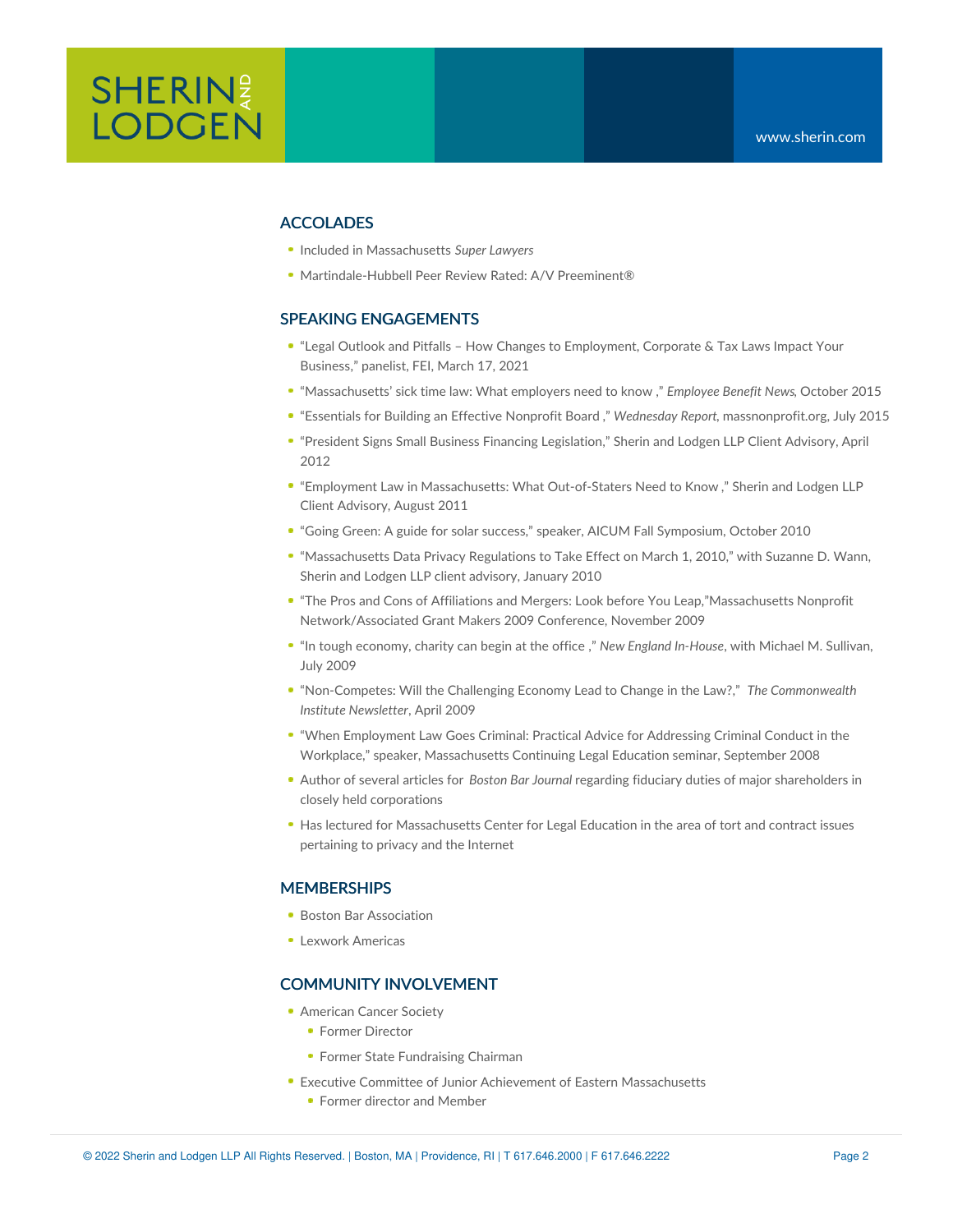## ACCOLADES

- Included in Massachusetts *Super Lawyers*
- Martindale-Hubbell Peer Review Rated: A/V Preeminent®

## SPEAKING ENGAGEMENTS

- "Legal Outlook and Pitfalls – How Changes to Employment, Corporate & Tax Laws Impact Your Business," panelist, FEI, March 17, 2021
- "Massachusetts' sick time law: What employers need to know ," *Employee Benefit News*, October 2015
- "Essentials for Building an Effective Nonprofit Board ," *Wednesday Report*, massnonprofit.org, July 2015
- "President Signs Small Business Financing Legislation," Sherin and Lodgen LLP Client Advisory, April 2012
- "Employment Law in Massachusetts: What Out-of-Staters Need to Know ," Sherin and Lodgen LLP Client Advisory, August 2011
- "Going Green: A guide for solar success," speaker, AICUM Fall Symposium, October 2010
- "Massachusetts Data Privacy Regulations to Take Effect on March 1, 2010," with Suzanne D. Wann, Sherin and Lodgen LLP client advisory, January 2010
- "The Pros and Cons of Affiliations and Mergers: Look before You Leap,"Massachusetts Nonprofit Network/Associated Grant Makers 2009 Conference, November 2009
- "In tough economy, charity can begin at the office ," *New England In-House*, with Michael M. Sullivan, July 2009
- "Non-Competes: Will the Challenging Economy Lead to Change in the Law?," *The Commonwealth Institute Newsletter*, April 2009
- "When Employment Law Goes Criminal: Practical Advice for Addressing Criminal Conduct in the Workplace," speaker, Massachusetts Continuing Legal Education seminar, September 2008
- Author of several articles for *Boston Bar Journal* regarding fiduciary duties of major shareholders in closely held corporations
- Has lectured for Massachusetts Center for Legal Education in the area of tort and contract issues pertaining to privacy and the Internet

## MEMBERSHIPS

- Boston Bar Association
- Lexwork Americas

## COMMUNITY INVOLVEMENT

- American Cancer Society
  - Former Director
  - Former State Fundraising Chairman
- Executive Committee of Junior Achievement of Eastern Massachusetts
  - Former director and Member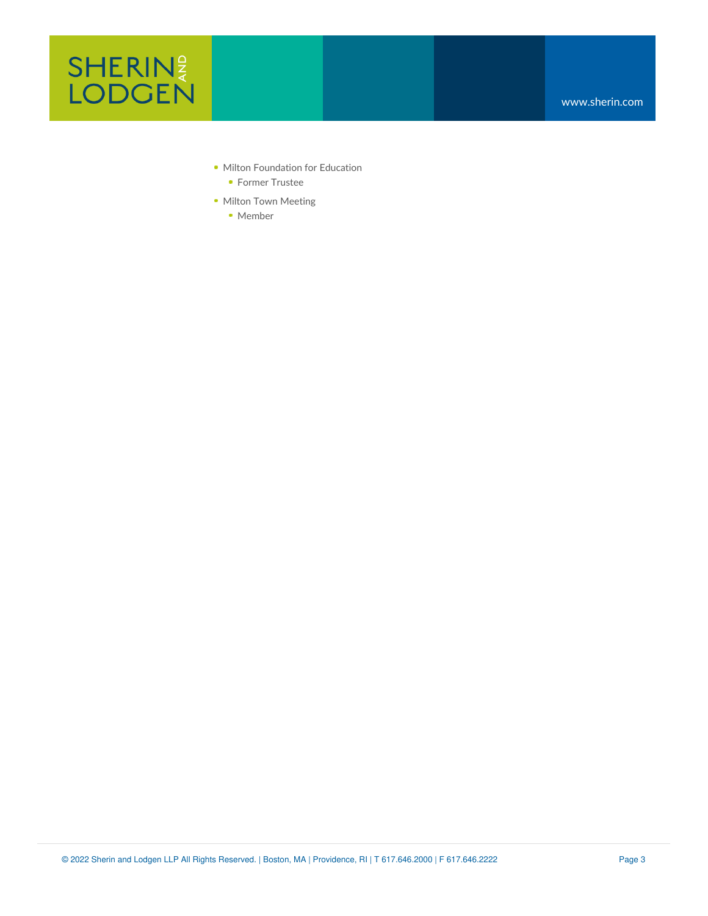- Milton Foundation for Education
  - Former Trustee
- Milton Town Meeting
  - Member